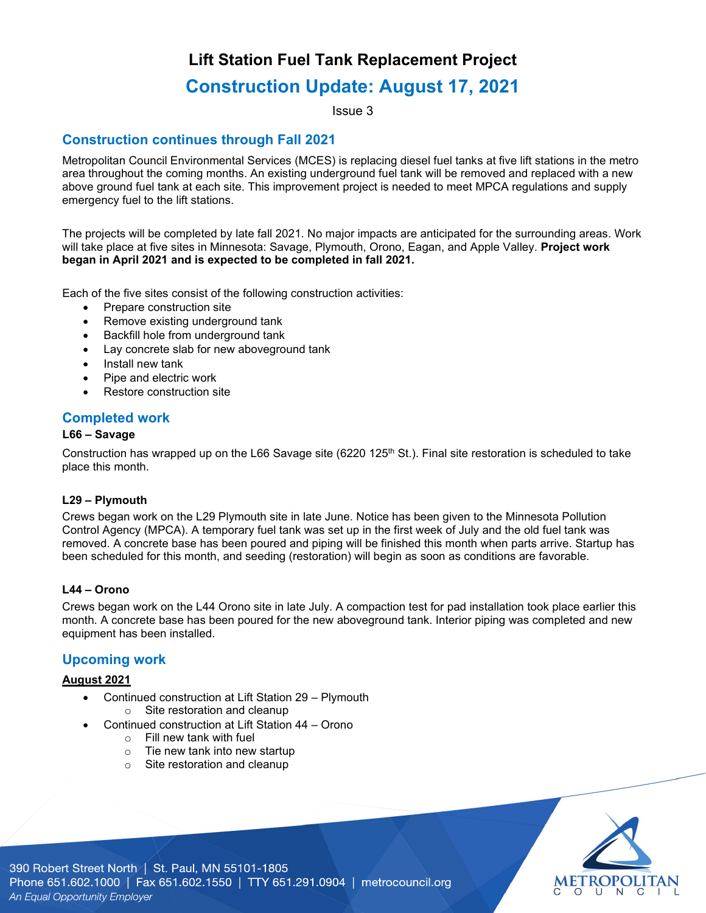# Lift Station Fuel Tank Replacement Project

## Construction Update: August 17, 2021

Issue 3

## Construction continues through Fall 2021

Metropolitan Council Environmental Services (MCES) is replacing diesel fuel tanks at five lift stations in the metro area throughout the coming months. An existing underground fuel tank will be removed and replaced with a new above ground fuel tank at each site. This improvement project is needed to meet MPCA regulations and supply emergency fuel to the lift stations.

The projects will be completed by late fall 2021. No major impacts are anticipated for the surrounding areas. Work will take place at five sites in Minnesota: Savage, Plymouth, Orono, Eagan, and Apple Valley. **Project work began in April 2021 and is expected to be completed in fall 2021.**

Each of the five sites consist of the following construction activities:

- Prepare construction site
- Remove existing underground tank
- Backfill hole from underground tank
- Lay concrete slab for new aboveground tank
- Install new tank
- Pipe and electric work
- Restore construction site

## Completed work

**L66 – Savage**

Construction has wrapped up on the L66 Savage site (6220 125th St.). Final site restoration is scheduled to take place this month.

**L29 – Plymouth**

Crews began work on the L29 Plymouth site in late June. Notice has been given to the Minnesota Pollution Control Agency (MPCA). A temporary fuel tank was set up in the first week of July and the old fuel tank was removed. A concrete base has been poured and piping will be finished this month when parts arrive. Startup has been scheduled for this month, and seeding (restoration) will begin as soon as conditions are favorable.

**L44 – Orono**

Crews began work on the L44 Orono site in late July. A compaction test for pad installation took place earlier this month. A concrete base has been poured for the new aboveground tank. Interior piping was completed and new equipment has been installed.

## Upcoming work

**August 2021**

- Continued construction at Lift Station 29 – Plymouth
  - Site restoration and cleanup
- Continued construction at Lift Station 44 – Orono
  - Fill new tank with fuel
  - Tie new tank into new startup
  - Site restoration and cleanup

390 Robert Street North | St. Paul, MN 55101-1805
Phone 651.602.1000 | Fax 651.602.1550 | TTY 651.291.0904 | metrocouncil.org
*An Equal Opportunity Employer*

METROPOLITAN COUNCIL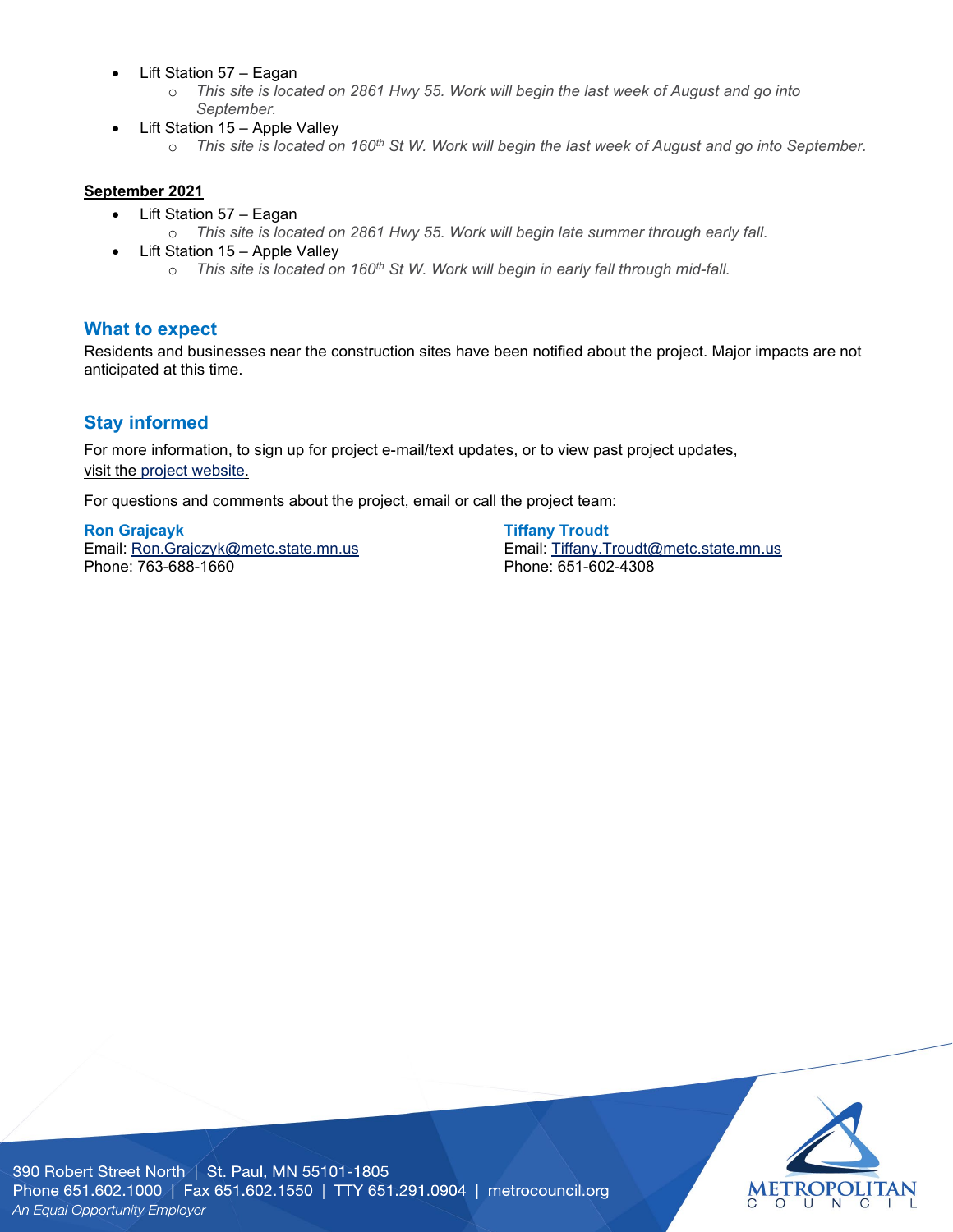- Lift Station 57 – Eagan
  - *This site is located on 2861 Hwy 55. Work will begin the last week of August and go into September.*
- Lift Station 15 – Apple Valley
  - *This site is located on 160th St W. Work will begin the last week of August and go into September.*

**September 2021**

- Lift Station 57 – Eagan
  - *This site is located on 2861 Hwy 55. Work will begin late summer through early fall.*
- Lift Station 15 – Apple Valley
  - *This site is located on 160th St W. Work will begin in early fall through mid-fall.*

## What to expect

Residents and businesses near the construction sites have been notified about the project. Major impacts are not anticipated at this time.

## Stay informed

For more information, to sign up for project e-mail/text updates, or to view past project updates, visit the project website.

For questions and comments about the project, email or call the project team:

**Ron Grajcayk**
Email: Ron.Grajczyk@metc.state.mn.us
Phone: 763-688-1660

**Tiffany Troudt**
Email: Tiffany.Troudt@metc.state.mn.us
Phone: 651-602-4308

390 Robert Street North | St. Paul, MN 55101-1805
Phone 651.602.1000 | Fax 651.602.1550 | TTY 651.291.0904 | metrocouncil.org
*An Equal Opportunity Employer*

METROPOLITAN COUNCIL